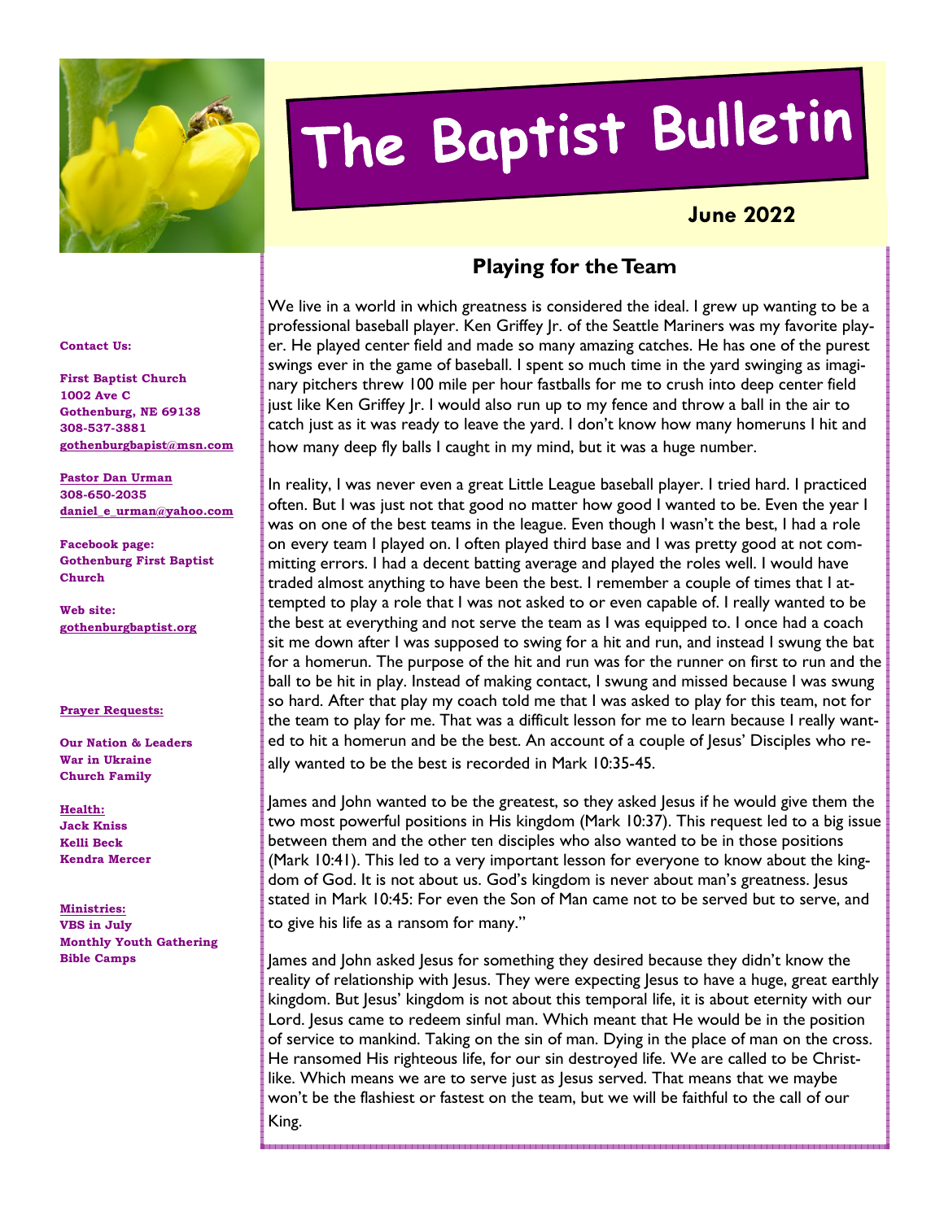# The Baptist Bulletin

**June 2022**

**Contact Us:**

**First Baptist Church**
**1002 Ave C**
**Gothenburg, NE 69138**
**308-537-3881**
**gothenburgbapist@msn.com**

**Pastor Dan Urman**
**308-650-2035**
**daniel_e_urman@yahoo.com**

**Facebook page:**
**Gothenburg First Baptist Church**

**Web site:**
**gothenburgbaptist.org**

**Prayer Requests:**

**Our Nation & Leaders**
**War in Ukraine**
**Church Family**

**Health:**
**Jack Kniss**
**Kelli Beck**
**Kendra Mercer**

**Ministries:**
**VBS in July**
**Monthly Youth Gathering**
**Bible Camps**

## Playing for the Team

We live in a world in which greatness is considered the ideal. I grew up wanting to be a professional baseball player. Ken Griffey Jr. of the Seattle Mariners was my favorite player. He played center field and made so many amazing catches. He has one of the purest swings ever in the game of baseball. I spent so much time in the yard swinging as imaginary pitchers threw 100 mile per hour fastballs for me to crush into deep center field just like Ken Griffey Jr. I would also run up to my fence and throw a ball in the air to catch just as it was ready to leave the yard. I don't know how many homeruns I hit and how many deep fly balls I caught in my mind, but it was a huge number.

In reality, I was never even a great Little League baseball player. I tried hard. I practiced often. But I was just not that good no matter how good I wanted to be. Even the year I was on one of the best teams in the league. Even though I wasn't the best, I had a role on every team I played on. I often played third base and I was pretty good at not committing errors. I had a decent batting average and played the roles well. I would have traded almost anything to have been the best. I remember a couple of times that I attempted to play a role that I was not asked to or even capable of. I really wanted to be the best at everything and not serve the team as I was equipped to. I once had a coach sit me down after I was supposed to swing for a hit and run, and instead I swung the bat for a homerun. The purpose of the hit and run was for the runner on first to run and the ball to be hit in play. Instead of making contact, I swung and missed because I was swung so hard. After that play my coach told me that I was asked to play for this team, not for the team to play for me. That was a difficult lesson for me to learn because I really wanted to hit a homerun and be the best. An account of a couple of Jesus' Disciples who really wanted to be the best is recorded in Mark 10:35-45.

James and John wanted to be the greatest, so they asked Jesus if he would give them the two most powerful positions in His kingdom (Mark 10:37). This request led to a big issue between them and the other ten disciples who also wanted to be in those positions (Mark 10:41). This led to a very important lesson for everyone to know about the kingdom of God. It is not about us. God's kingdom is never about man's greatness. Jesus stated in Mark 10:45: For even the Son of Man came not to be served but to serve, and to give his life as a ransom for many."

James and John asked Jesus for something they desired because they didn't know the reality of relationship with Jesus. They were expecting Jesus to have a huge, great earthly kingdom. But Jesus' kingdom is not about this temporal life, it is about eternity with our Lord. Jesus came to redeem sinful man. Which meant that He would be in the position of service to mankind. Taking on the sin of man. Dying in the place of man on the cross. He ransomed His righteous life, for our sin destroyed life. We are called to be Christ-like. Which means we are to serve just as Jesus served. That means that we maybe won't be the flashiest or fastest on the team, but we will be faithful to the call of our King.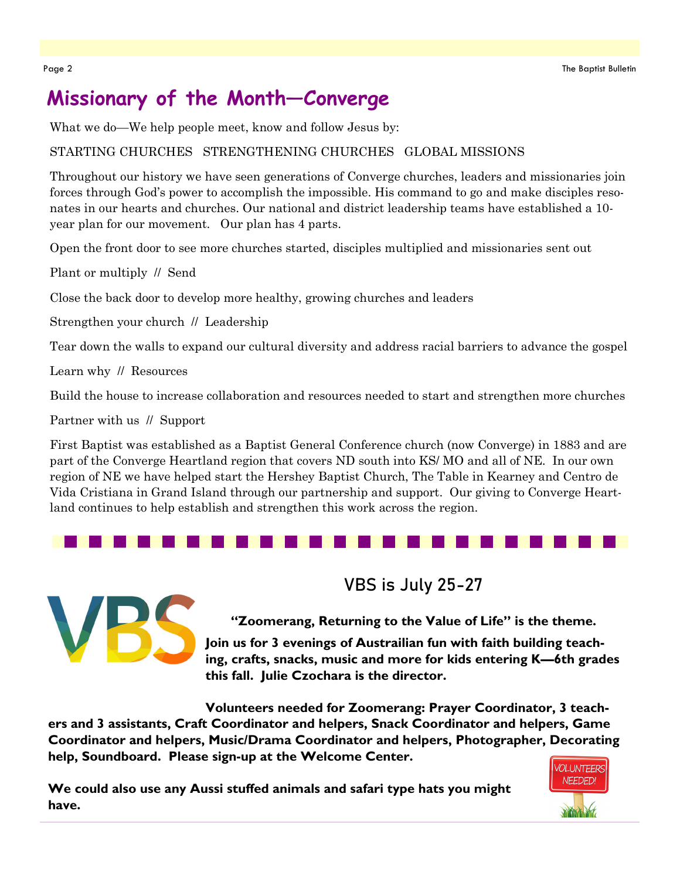# Missionary of the Month—Converge

What we do—We help people meet, know and follow Jesus by:

STARTING CHURCHES   STRENGTHENING CHURCHES   GLOBAL MISSIONS

Throughout our history we have seen generations of Converge churches, leaders and missionaries join forces through God's power to accomplish the impossible. His command to go and make disciples resonates in our hearts and churches. Our national and district leadership teams have established a 10-year plan for our movement.   Our plan has 4 parts.

Open the front door to see more churches started, disciples multiplied and missionaries sent out

Plant or multiply  //  Send

Close the back door to develop more healthy, growing churches and leaders

Strengthen your church  //  Leadership

Tear down the walls to expand our cultural diversity and address racial barriers to advance the gospel

Learn why  //  Resources

Build the house to increase collaboration and resources needed to start and strengthen more churches

Partner with us  //  Support

First Baptist was established as a Baptist General Conference church (now Converge) in 1883 and are part of the Converge Heartland region that covers ND south into KS/ MO and all of NE.  In our own region of NE we have helped start the Hershey Baptist Church, The Table in Kearney and Centro de Vida Cristiana in Grand Island through our partnership and support.  Our giving to Converge Heartland continues to help establish and strengthen this work across the region.

## VBS is July 25-27

**"Zoomerang, Returning to the Value of Life" is the theme.**

**Join us for 3 evenings of Austrailian fun with faith building teaching, crafts, snacks, music and more for kids entering K—6th grades this fall.  Julie Czochara is the director.**

**Volunteers needed for Zoomerang: Prayer Coordinator, 3 teachers and 3 assistants, Craft Coordinator and helpers, Snack Coordinator and helpers, Game Coordinator and helpers, Music/Drama Coordinator and helpers, Photographer, Decorating help, Soundboard.  Please sign-up at the Welcome Center.**

**We could also use any Aussi stuffed animals and safari type hats you might have.**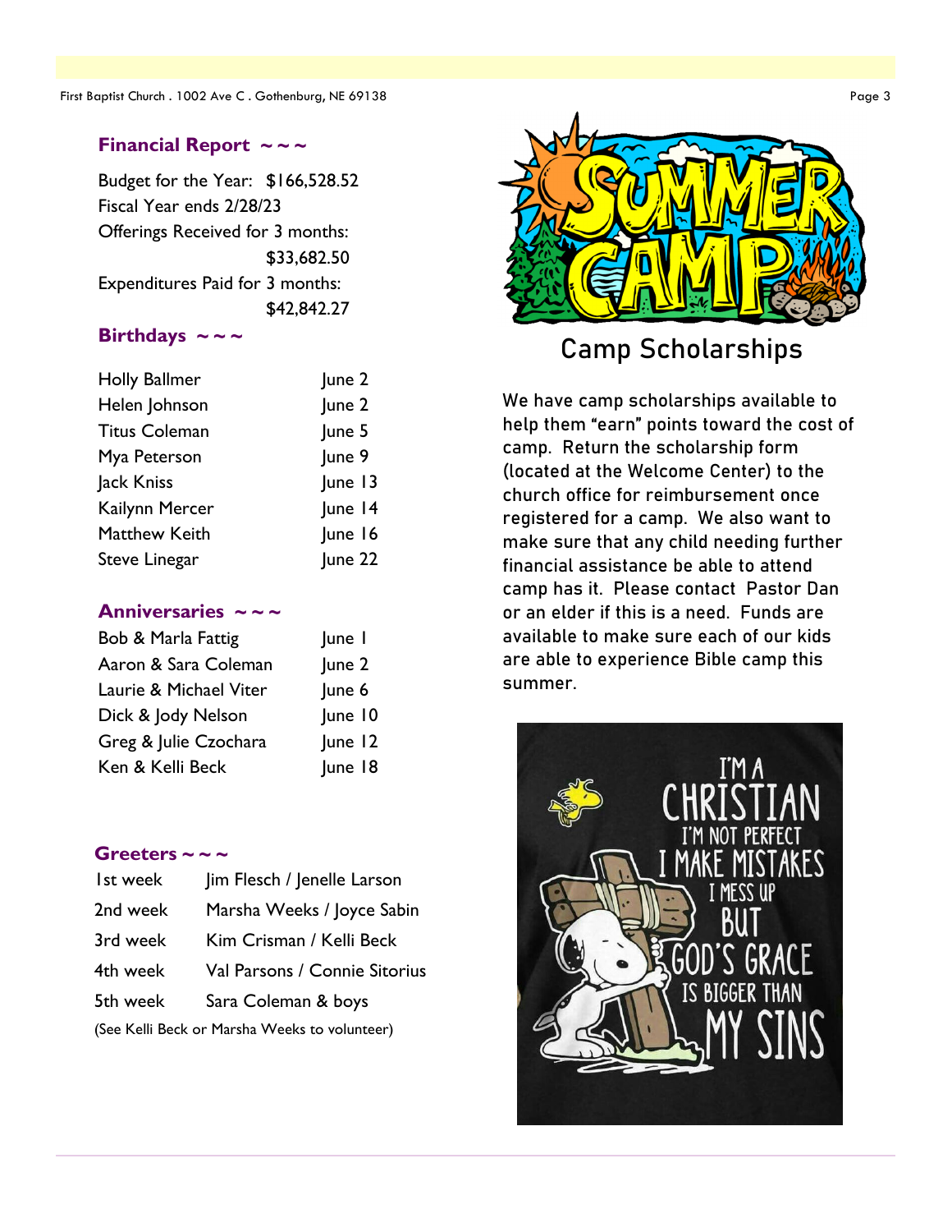## Financial Report ~ ~ ~

Budget for the Year: $166,528.52
Fiscal Year ends 2/28/23
Offerings Received for 3 months: $33,682.50
Expenditures Paid for 3 months: $42,842.27

## Birthdays ~ ~ ~

| Name | Date |
|---|---|
| Holly Ballmer | June 2 |
| Helen Johnson | June 2 |
| Titus Coleman | June 5 |
| Mya Peterson | June 9 |
| Jack Kniss | June 13 |
| Kailynn Mercer | June 14 |
| Matthew Keith | June 16 |
| Steve Linegar | June 22 |

## Anniversaries ~ ~ ~

| Names | Date |
|---|---|
| Bob & Marla Fattig | June 1 |
| Aaron & Sara Coleman | June 2 |
| Laurie & Michael Viter | June 6 |
| Dick & Jody Nelson | June 10 |
| Greg & Julie Czochara | June 12 |
| Ken & Kelli Beck | June 18 |

## Greeters ~ ~ ~

| Week | Greeters |
|---|---|
| 1st week | Jim Flesch / Jenelle Larson |
| 2nd week | Marsha Weeks / Joyce Sabin |
| 3rd week | Kim Crisman / Kelli Beck |
| 4th week | Val Parsons / Connie Sitorius |
| 5th week | Sara Coleman & boys |

(See Kelli Beck or Marsha Weeks to volunteer)

## Camp Scholarships

We have camp scholarships available to help them "earn" points toward the cost of camp. Return the scholarship form (located at the Welcome Center) to the church office for reimbursement once registered for a camp. We also want to make sure that any child needing further financial assistance be able to attend camp has it. Please contact Pastor Dan or an elder if this is a need. Funds are available to make sure each of our kids are able to experience Bible camp this summer.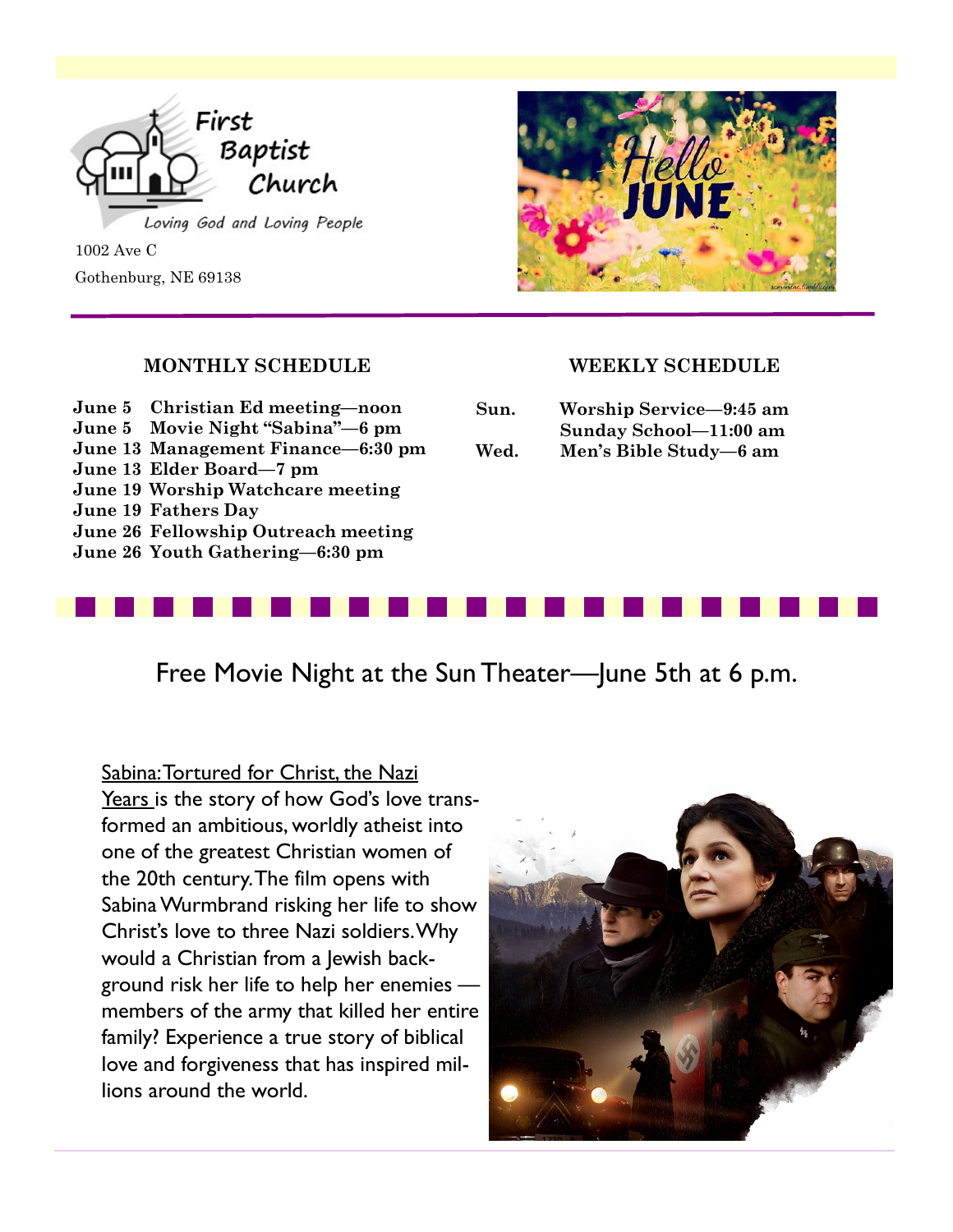**First Baptist Church**

*Loving God and Loving People*

1002 Ave C

Gothenburg, NE 69138

Hello JUNE

### MONTHLY SCHEDULE

**June 5 Christian Ed meeting—noon**
**June 5 Movie Night "Sabina"—6 pm**
**June 13 Management Finance—6:30 pm**
**June 13 Elder Board—7 pm**
**June 19 Worship Watchcare meeting**
**June 19 Fathers Day**
**June 26 Fellowship Outreach meeting**
**June 26 Youth Gathering—6:30 pm**

### WEEKLY SCHEDULE

| | |
|---|---|
| **Sun.** | **Worship Service—9:45 am** |
| | **Sunday School—11:00 am** |
| **Wed.** | **Men's Bible Study—6 am** |

## Free Movie Night at the Sun Theater—June 5th at 6 p.m.

Sabina: Tortured for Christ, the Nazi Years is the story of how God's love transformed an ambitious, worldly atheist into one of the greatest Christian women of the 20th century. The film opens with Sabina Wurmbrand risking her life to show Christ's love to three Nazi soldiers. Why would a Christian from a Jewish background risk her life to help her enemies — members of the army that killed her entire family? Experience a true story of biblical love and forgiveness that has inspired millions around the world.